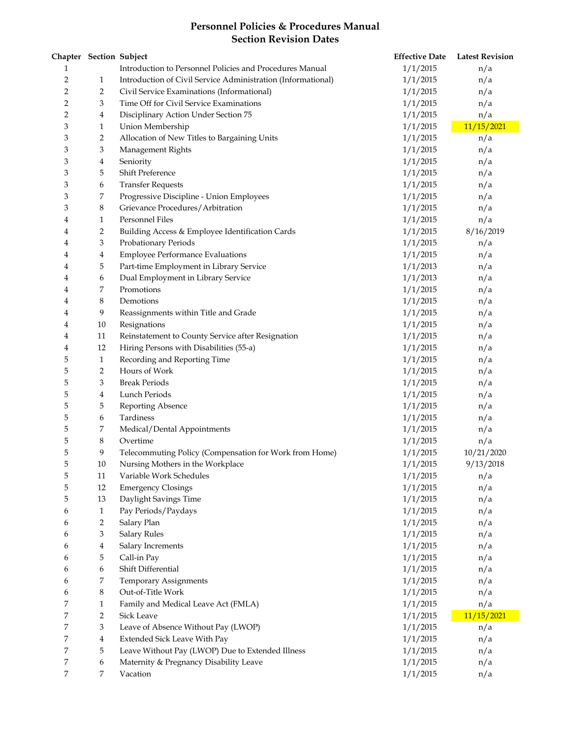# Personnel Policies & Procedures Manual
## Section Revision Dates

| Chapter | Section | Subject | Effective Date | Latest Revision |
|---|---|---|---|---|
| 1 | | Introduction to Personnel Policies and Procedures Manual | 1/1/2015 | n/a |
| 2 | 1 | Introduction of Civil Service Administration (Informational) | 1/1/2015 | n/a |
| 2 | 2 | Civil Service Examinations (Informational) | 1/1/2015 | n/a |
| 2 | 3 | Time Off for Civil Service Examinations | 1/1/2015 | n/a |
| 2 | 4 | Disciplinary Action Under Section 75 | 1/1/2015 | n/a |
| 3 | 1 | Union Membership | 1/1/2015 | 11/15/2021 |
| 3 | 2 | Allocation of New Titles to Bargaining Units | 1/1/2015 | n/a |
| 3 | 3 | Management Rights | 1/1/2015 | n/a |
| 3 | 4 | Seniority | 1/1/2015 | n/a |
| 3 | 5 | Shift Preference | 1/1/2015 | n/a |
| 3 | 6 | Transfer Requests | 1/1/2015 | n/a |
| 3 | 7 | Progressive Discipline - Union Employees | 1/1/2015 | n/a |
| 3 | 8 | Grievance Procedures/Arbitration | 1/1/2015 | n/a |
| 4 | 1 | Personnel Files | 1/1/2015 | n/a |
| 4 | 2 | Building Access & Employee Identification Cards | 1/1/2015 | 8/16/2019 |
| 4 | 3 | Probationary Periods | 1/1/2015 | n/a |
| 4 | 4 | Employee Performance Evaluations | 1/1/2015 | n/a |
| 4 | 5 | Part-time Employment in Library Service | 1/1/2013 | n/a |
| 4 | 6 | Dual Employment in Library Service | 1/1/2013 | n/a |
| 4 | 7 | Promotions | 1/1/2015 | n/a |
| 4 | 8 | Demotions | 1/1/2015 | n/a |
| 4 | 9 | Reassignments within Title and Grade | 1/1/2015 | n/a |
| 4 | 10 | Resignations | 1/1/2015 | n/a |
| 4 | 11 | Reinstatement to County Service after Resignation | 1/1/2015 | n/a |
| 4 | 12 | Hiring Persons with Disabilities (55-a) | 1/1/2015 | n/a |
| 5 | 1 | Recording and Reporting Time | 1/1/2015 | n/a |
| 5 | 2 | Hours of Work | 1/1/2015 | n/a |
| 5 | 3 | Break Periods | 1/1/2015 | n/a |
| 5 | 4 | Lunch Periods | 1/1/2015 | n/a |
| 5 | 5 | Reporting Absence | 1/1/2015 | n/a |
| 5 | 6 | Tardiness | 1/1/2015 | n/a |
| 5 | 7 | Medical/Dental Appointments | 1/1/2015 | n/a |
| 5 | 8 | Overtime | 1/1/2015 | n/a |
| 5 | 9 | Telecommuting Policy (Compensation for Work from Home) | 1/1/2015 | 10/21/2020 |
| 5 | 10 | Nursing Mothers in the Workplace | 1/1/2015 | 9/13/2018 |
| 5 | 11 | Variable Work Schedules | 1/1/2015 | n/a |
| 5 | 12 | Emergency Closings | 1/1/2015 | n/a |
| 5 | 13 | Daylight Savings Time | 1/1/2015 | n/a |
| 6 | 1 | Pay Periods/Paydays | 1/1/2015 | n/a |
| 6 | 2 | Salary Plan | 1/1/2015 | n/a |
| 6 | 3 | Salary Rules | 1/1/2015 | n/a |
| 6 | 4 | Salary Increments | 1/1/2015 | n/a |
| 6 | 5 | Call-in Pay | 1/1/2015 | n/a |
| 6 | 6 | Shift Differential | 1/1/2015 | n/a |
| 6 | 7 | Temporary Assignments | 1/1/2015 | n/a |
| 6 | 8 | Out-of-Title Work | 1/1/2015 | n/a |
| 7 | 1 | Family and Medical Leave Act (FMLA) | 1/1/2015 | n/a |
| 7 | 2 | Sick Leave | 1/1/2015 | 11/15/2021 |
| 7 | 3 | Leave of Absence Without Pay (LWOP) | 1/1/2015 | n/a |
| 7 | 4 | Extended Sick Leave With Pay | 1/1/2015 | n/a |
| 7 | 5 | Leave Without Pay (LWOP) Due to Extended Illness | 1/1/2015 | n/a |
| 7 | 6 | Maternity & Pregnancy Disability Leave | 1/1/2015 | n/a |
| 7 | 7 | Vacation | 1/1/2015 | n/a |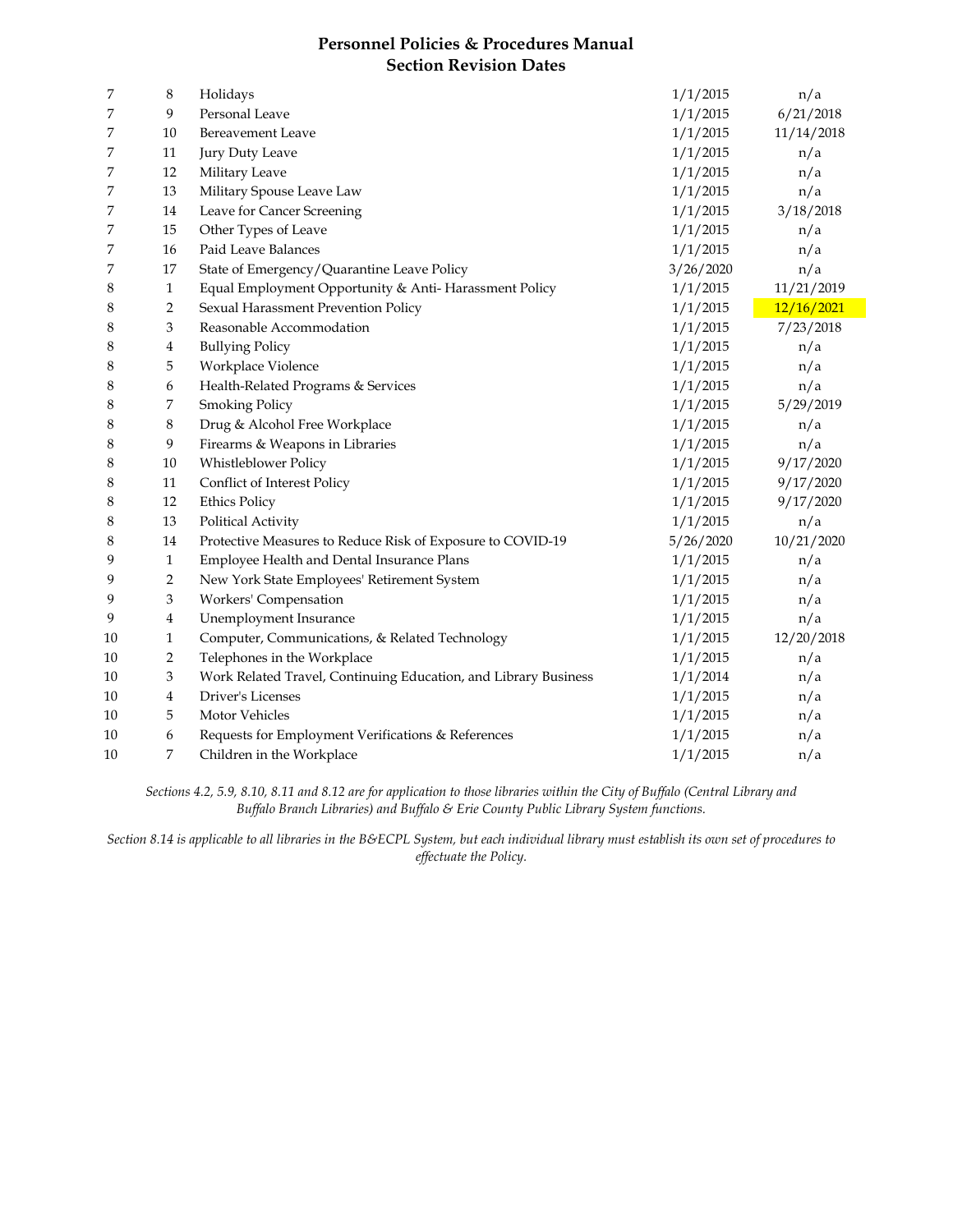# Personnel Policies & Procedures Manual
## Section Revision Dates

| | | | | |
|---|---|---|---|---|
| 7 | 8 | Holidays | 1/1/2015 | n/a |
| 7 | 9 | Personal Leave | 1/1/2015 | 6/21/2018 |
| 7 | 10 | Bereavement Leave | 1/1/2015 | 11/14/2018 |
| 7 | 11 | Jury Duty Leave | 1/1/2015 | n/a |
| 7 | 12 | Military Leave | 1/1/2015 | n/a |
| 7 | 13 | Military Spouse Leave Law | 1/1/2015 | n/a |
| 7 | 14 | Leave for Cancer Screening | 1/1/2015 | 3/18/2018 |
| 7 | 15 | Other Types of Leave | 1/1/2015 | n/a |
| 7 | 16 | Paid Leave Balances | 1/1/2015 | n/a |
| 7 | 17 | State of Emergency/Quarantine Leave Policy | 3/26/2020 | n/a |
| 8 | 1 | Equal Employment Opportunity & Anti- Harassment Policy | 1/1/2015 | 11/21/2019 |
| 8 | 2 | Sexual Harassment Prevention Policy | 1/1/2015 | 12/16/2021 |
| 8 | 3 | Reasonable Accommodation | 1/1/2015 | 7/23/2018 |
| 8 | 4 | Bullying Policy | 1/1/2015 | n/a |
| 8 | 5 | Workplace Violence | 1/1/2015 | n/a |
| 8 | 6 | Health-Related Programs & Services | 1/1/2015 | n/a |
| 8 | 7 | Smoking Policy | 1/1/2015 | 5/29/2019 |
| 8 | 8 | Drug & Alcohol Free Workplace | 1/1/2015 | n/a |
| 8 | 9 | Firearms & Weapons in Libraries | 1/1/2015 | n/a |
| 8 | 10 | Whistleblower Policy | 1/1/2015 | 9/17/2020 |
| 8 | 11 | Conflict of Interest Policy | 1/1/2015 | 9/17/2020 |
| 8 | 12 | Ethics Policy | 1/1/2015 | 9/17/2020 |
| 8 | 13 | Political Activity | 1/1/2015 | n/a |
| 8 | 14 | Protective Measures to Reduce Risk of Exposure to COVID-19 | 5/26/2020 | 10/21/2020 |
| 9 | 1 | Employee Health and Dental Insurance Plans | 1/1/2015 | n/a |
| 9 | 2 | New York State Employees' Retirement System | 1/1/2015 | n/a |
| 9 | 3 | Workers' Compensation | 1/1/2015 | n/a |
| 9 | 4 | Unemployment Insurance | 1/1/2015 | n/a |
| 10 | 1 | Computer, Communications, & Related Technology | 1/1/2015 | 12/20/2018 |
| 10 | 2 | Telephones in the Workplace | 1/1/2015 | n/a |
| 10 | 3 | Work Related Travel, Continuing Education, and Library Business | 1/1/2014 | n/a |
| 10 | 4 | Driver's Licenses | 1/1/2015 | n/a |
| 10 | 5 | Motor Vehicles | 1/1/2015 | n/a |
| 10 | 6 | Requests for Employment Verifications & References | 1/1/2015 | n/a |
| 10 | 7 | Children in the Workplace | 1/1/2015 | n/a |

*Sections 4.2, 5.9, 8.10, 8.11 and 8.12 are for application to those libraries within the City of Buffalo (Central Library and Buffalo Branch Libraries) and Buffalo & Erie County Public Library System functions.*

*Section 8.14 is applicable to all libraries in the B&ECPL System, but each individual library must establish its own set of procedures to effectuate the Policy.*